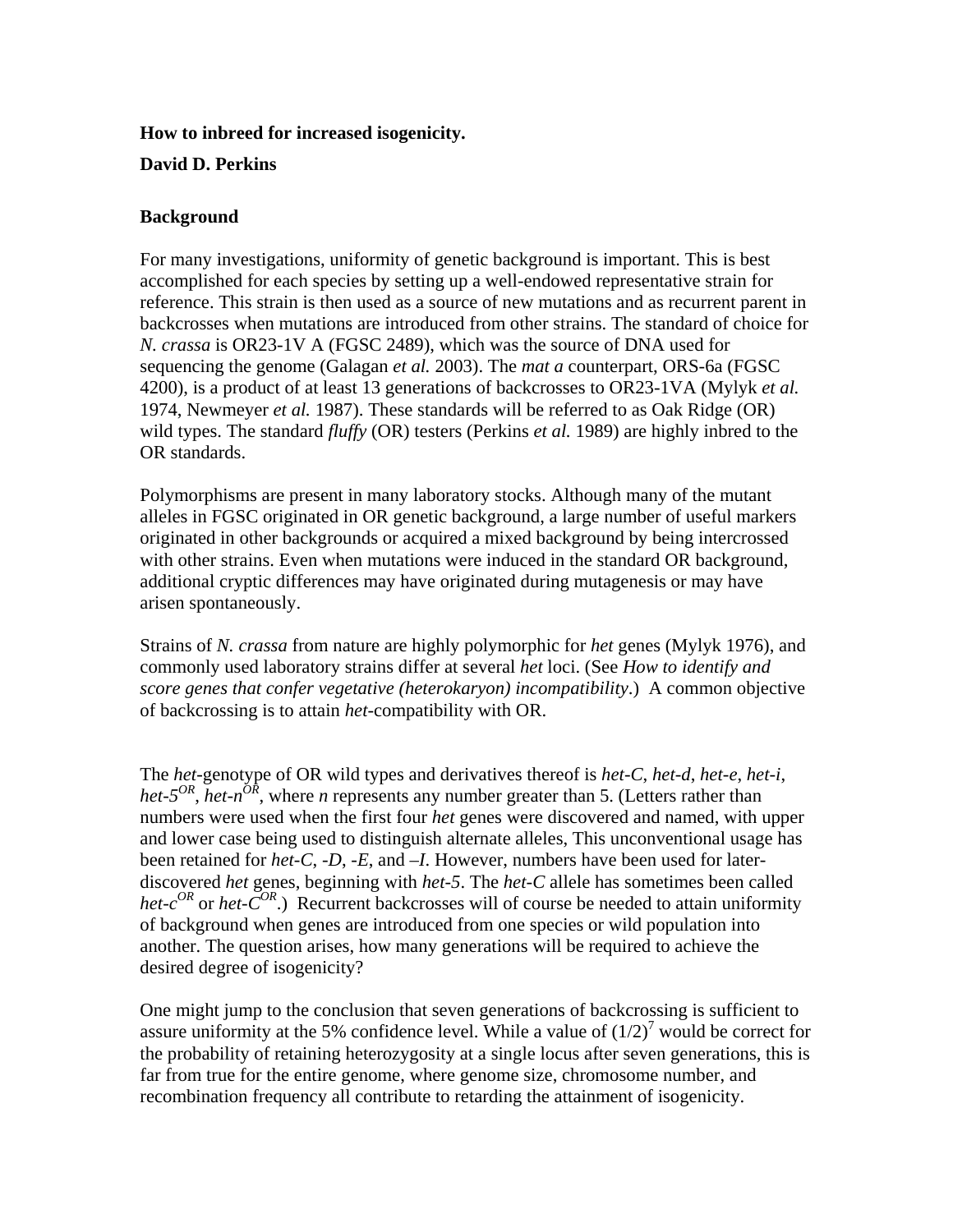**How to inbreed for increased isogenicity.**

**David D. Perkins**

**Background**

For many investigations, uniformity of genetic background is important. This is best accomplished for each species by setting up a well-endowed representative strain for reference. This strain is then used as a source of new mutations and as recurrent parent in backcrosses when mutations are introduced from other strains. The standard of choice for *N. crassa* is OR23-1V A (FGSC 2489), which was the source of DNA used for sequencing the genome (Galagan *et al.* 2003). The *mat a* counterpart, ORS-6a (FGSC 4200), is a product of at least 13 generations of backcrosses to OR23-1VA (Mylyk *et al.* 1974, Newmeyer *et al.* 1987). These standards will be referred to as Oak Ridge (OR) wild types. The standard *fluffy* (OR) testers (Perkins *et al.* 1989) are highly inbred to the OR standards.

Polymorphisms are present in many laboratory stocks. Although many of the mutant alleles in FGSC originated in OR genetic background, a large number of useful markers originated in other backgrounds or acquired a mixed background by being intercrossed with other strains. Even when mutations were induced in the standard OR background, additional cryptic differences may have originated during mutagenesis or may have arisen spontaneously.

Strains of *N. crassa* from nature are highly polymorphic for *het* genes (Mylyk 1976), and commonly used laboratory strains differ at several *het* loci. (See *How to identify and score genes that confer vegetative (heterokaryon) incompatibility*.) A common objective of backcrossing is to attain *het*-compatibility with OR.

The *het*-genotype of OR wild types and derivatives thereof is *het-C*, *het-d*, *het-e*, *het-i*, *het-5$^{OR}$*, *het-n$^{OR}$*, where *n* represents any number greater than 5. (Letters rather than numbers were used when the first four *het* genes were discovered and named, with upper and lower case being used to distinguish alternate alleles, This unconventional usage has been retained for *het-C*, *-D*, *-E*, and *–I*. However, numbers have been used for later-discovered *het* genes, beginning with *het-5*. The *het-C* allele has sometimes been called *het-c$^{OR}$* or *het-C$^{OR}$*.) Recurrent backcrosses will of course be needed to attain uniformity of background when genes are introduced from one species or wild population into another. The question arises, how many generations will be required to achieve the desired degree of isogenicity?

One might jump to the conclusion that seven generations of backcrossing is sufficient to assure uniformity at the 5% confidence level. While a value of $(1/2)^7$ would be correct for the probability of retaining heterozygosity at a single locus after seven generations, this is far from true for the entire genome, where genome size, chromosome number, and recombination frequency all contribute to retarding the attainment of isogenicity.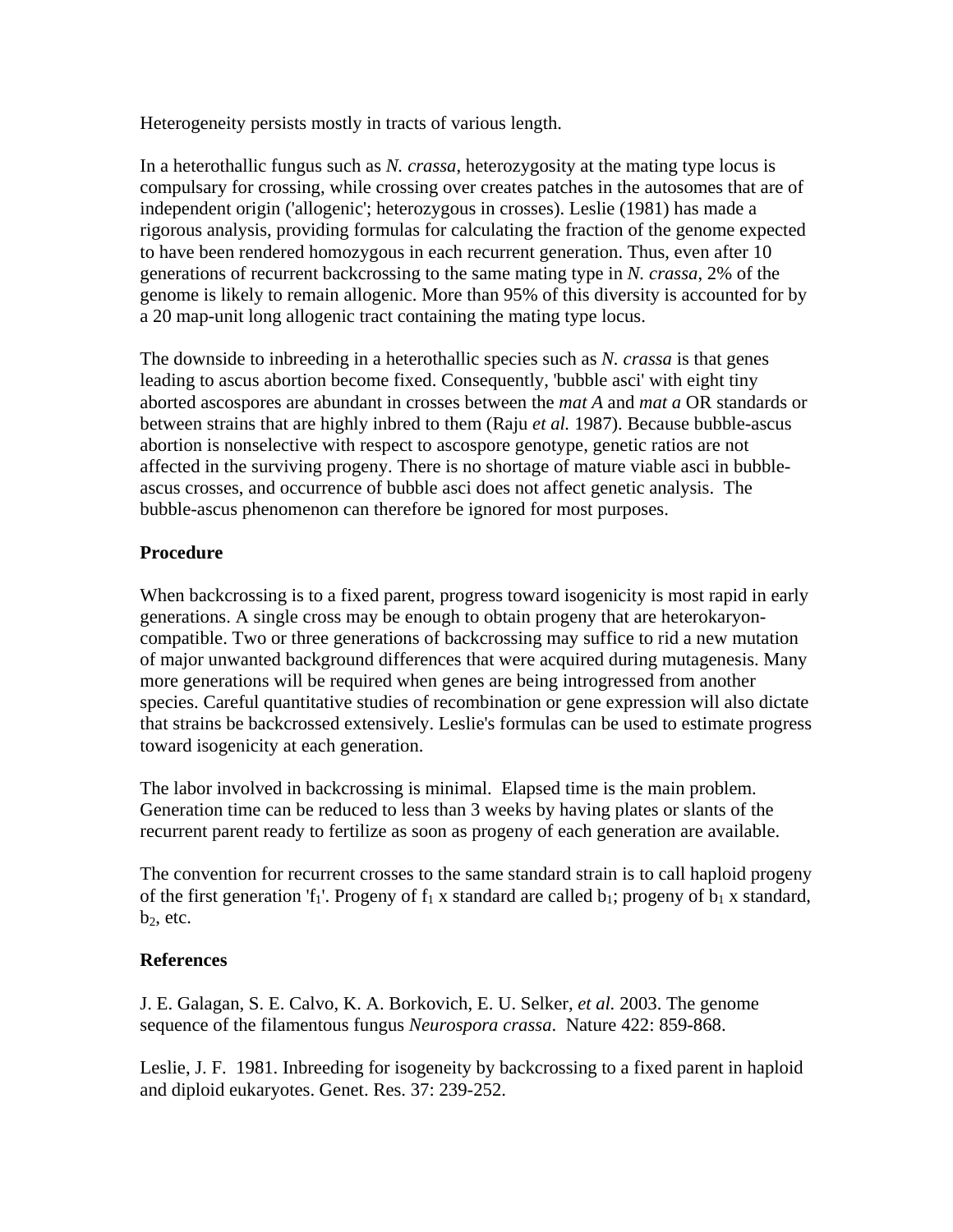Heterogeneity persists mostly in tracts of various length.

In a heterothallic fungus such as *N. crassa*, heterozygosity at the mating type locus is compulsary for crossing, while crossing over creates patches in the autosomes that are of independent origin ('allogenic'; heterozygous in crosses). Leslie (1981) has made a rigorous analysis, providing formulas for calculating the fraction of the genome expected to have been rendered homozygous in each recurrent generation. Thus, even after 10 generations of recurrent backcrossing to the same mating type in *N. crassa*, 2% of the genome is likely to remain allogenic. More than 95% of this diversity is accounted for by a 20 map-unit long allogenic tract containing the mating type locus.

The downside to inbreeding in a heterothallic species such as *N. crassa* is that genes leading to ascus abortion become fixed. Consequently, 'bubble asci' with eight tiny aborted ascospores are abundant in crosses between the *mat A* and *mat a* OR standards or between strains that are highly inbred to them (Raju *et al.* 1987). Because bubble-ascus abortion is nonselective with respect to ascospore genotype, genetic ratios are not affected in the surviving progeny. There is no shortage of mature viable asci in bubble-ascus crosses, and occurrence of bubble asci does not affect genetic analysis. The bubble-ascus phenomenon can therefore be ignored for most purposes.

**Procedure**

When backcrossing is to a fixed parent, progress toward isogenicity is most rapid in early generations. A single cross may be enough to obtain progeny that are heterokaryon-compatible. Two or three generations of backcrossing may suffice to rid a new mutation of major unwanted background differences that were acquired during mutagenesis. Many more generations will be required when genes are being introgressed from another species. Careful quantitative studies of recombination or gene expression will also dictate that strains be backcrossed extensively. Leslie's formulas can be used to estimate progress toward isogenicity at each generation.

The labor involved in backcrossing is minimal. Elapsed time is the main problem. Generation time can be reduced to less than 3 weeks by having plates or slants of the recurrent parent ready to fertilize as soon as progeny of each generation are available.

The convention for recurrent crosses to the same standard strain is to call haploid progeny of the first generation '$f_1$'. Progeny of $f_1$ x standard are called $b_1$; progeny of $b_1$ x standard, $b_2$, etc.

**References**

J. E. Galagan, S. E. Calvo, K. A. Borkovich, E. U. Selker, *et al.* 2003. The genome sequence of the filamentous fungus *Neurospora crassa*. Nature 422: 859-868.

Leslie, J. F. 1981. Inbreeding for isogeneity by backcrossing to a fixed parent in haploid and diploid eukaryotes. Genet. Res. 37: 239-252.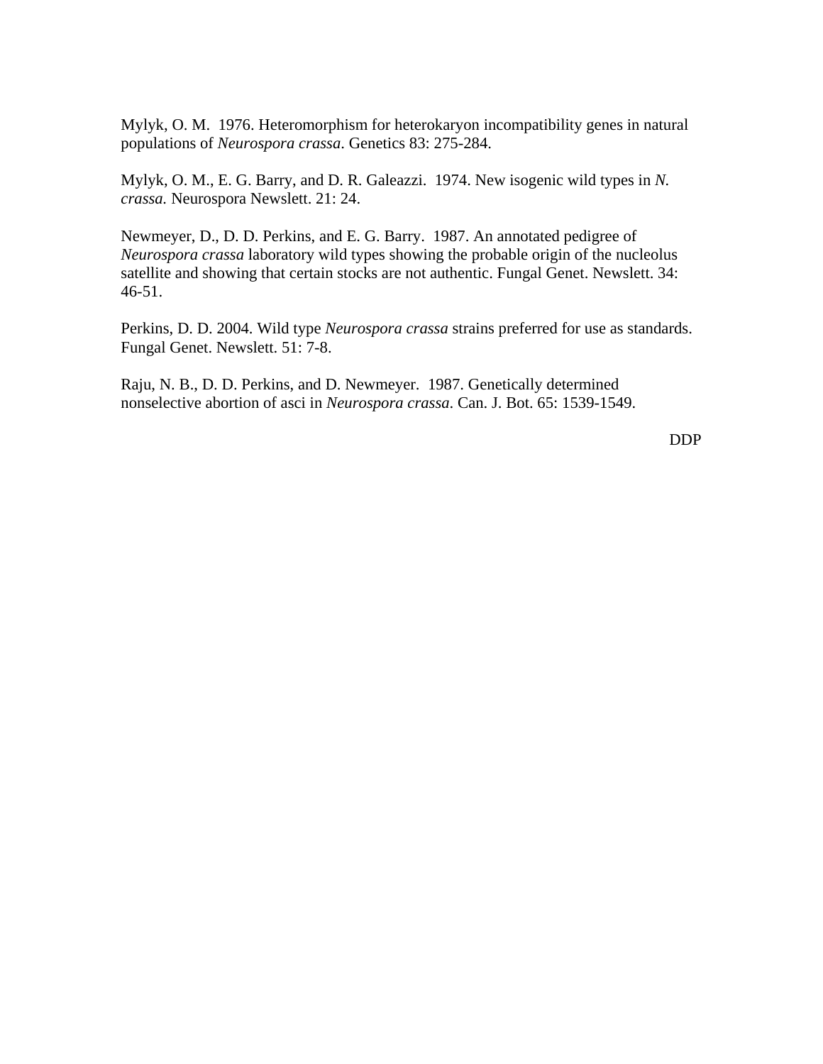Mylyk, O. M.  1976. Heteromorphism for heterokaryon incompatibility genes in natural populations of *Neurospora crassa*. Genetics 83: 275-284.

Mylyk, O. M., E. G. Barry, and D. R. Galeazzi.  1974. New isogenic wild types in *N. crassa.* Neurospora Newslett. 21: 24.

Newmeyer, D., D. D. Perkins, and E. G. Barry.  1987. An annotated pedigree of *Neurospora crassa* laboratory wild types showing the probable origin of the nucleolus satellite and showing that certain stocks are not authentic. Fungal Genet. Newslett. 34: 46-51.

Perkins, D. D. 2004. Wild type *Neurospora crassa* strains preferred for use as standards. Fungal Genet. Newslett. 51: 7-8.

Raju, N. B., D. D. Perkins, and D. Newmeyer.  1987. Genetically determined nonselective abortion of asci in *Neurospora crassa*. Can. J. Bot. 65: 1539-1549.

DDP